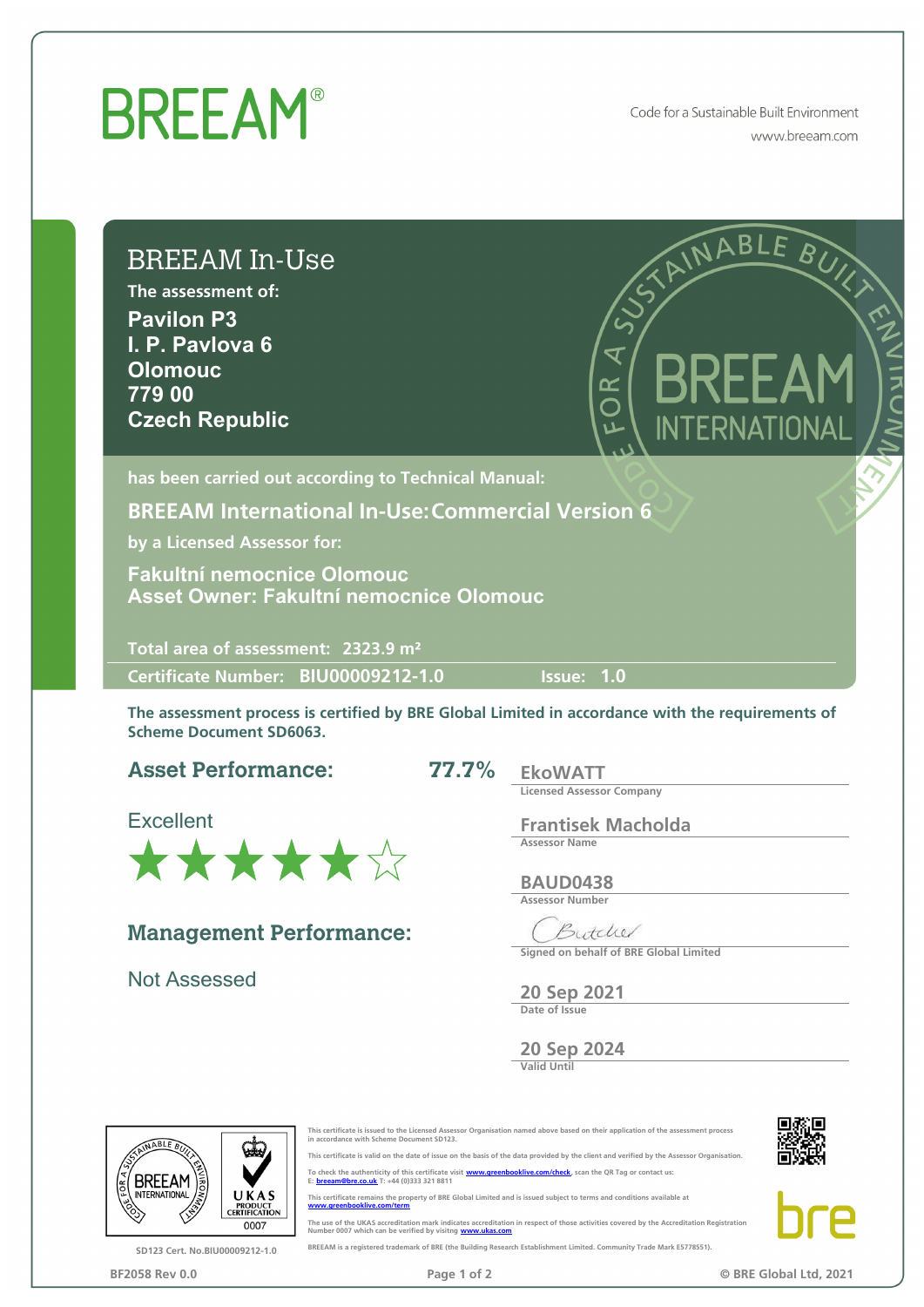# BREEAM®

Code for a Sustainable Built Environment
www.breeam.com

## BREEAM In-Use

The assessment of:

**Pavilon P3**
**I. P. Pavlova 6**
**Olomouc**
**779 00**
**Czech Republic**

has been carried out according to Technical Manual:

**BREEAM International In-Use: Commercial Version 6**

by a Licensed Assessor for:

**Fakultní nemocnice Olomouc**
**Asset Owner: Fakultní nemocnice Olomouc**

Total area of assessment: 2323.9 m²

Certificate Number: BIU00009212-1.0 Issue: 1.0

**The assessment process is certified by BRE Global Limited in accordance with the requirements of Scheme Document SD6063.**

### Asset Performance: 77.7%

Excellent

★★★★★☆

### Management Performance:

Not Assessed

EkoWATT
Licensed Assessor Company

Frantisek Macholda
Assessor Name

BAUD0438
Assessor Number

Signed on behalf of BRE Global Limited

20 Sep 2021
Date of Issue

20 Sep 2024
Valid Until

This certificate is issued to the Licensed Assessor Organisation named above based on their application of the assessment process in accordance with Scheme Document SD123.

This certificate is valid on the date of issue on the basis of the data provided by the client and verified by the Assessor Organisation.

To check the authenticity of this certificate visit www.greenbooklive.com/check, scan the QR Tag or contact us: E: breeam@bre.co.uk T: +44 (0)333 321 8811

This certificate remains the property of BRE Global Limited and is issued subject to terms and conditions available at www.greenbooklive.com/term

The use of the UKAS accreditation mark indicates accreditation in respect of those activities covered by the Accreditation Registration Number 0007 which can be verified by visiting www.ukas.com

BREEAM is a registered trademark of BRE (the Building Research Establishment Limited. Community Trade Mark E5778551).

SD123 Cert. No.BIU00009212-1.0

BF2058 Rev 0.0

© BRE Global Ltd, 2021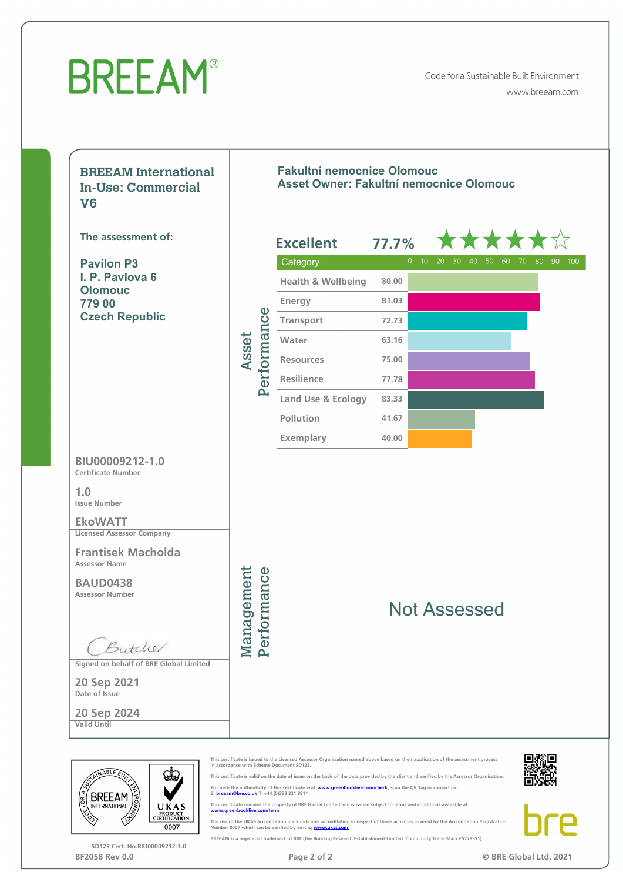# BREEAM®

Code for a Sustainable Built Environment
www.breeam.com

## BREEAM International In-Use: Commercial V6

The assessment of:

**Pavilon P3**
**I. P. Pavlova 6**
**Olomouc**
**779 00**
**Czech Republic**

**Fakultní nemocnice Olomouc**
**Asset Owner: Fakultní nemocnice Olomouc**

## Asset Performance

**Excellent** **77.7%** ★★★★★☆

Category
0 10 20 30 40 50 60 70 80 90 100

Health & Wellbeing 80.00
Energy 81.03
Transport 72.73
Water 63.16
Resources 75.00
Resilience 77.78
Land Use & Ecology 83.33
Pollution 41.67
Exemplary 40.00

## Management Performance

Not Assessed

**BIU00009212-1.0**
Certificate Number

**1.0**
Issue Number

**EkoWATT**
Licensed Assessor Company

**Frantisek Macholda**
Assessor Name

**BAUD0438**
Assessor Number

Signed on behalf of BRE Global Limited

**20 Sep 2021**
Date of Issue

**20 Sep 2024**
Valid Until

This certificate is issued to the Licensed Assessor Organisation named above based on their application of the assessment process in accordance with Scheme Document SD123.

This certificate is valid on the date of issue on the basis of the data provided by the client and verified by the Assessor Organisation.

To check the authenticity of this certificate visit www.greenbooklive.com/check, scan the QR Tag or contact us:
E: breeam@bre.co.uk T: +44 (0)333 321 8811

This certificate remains the property of BRE Global Limited and is issued subject to terms and conditions available at www.greenbooklive.com/term

The use of the UKAS accreditation mark indicates accreditation in respect of those activities covered by the Accreditation Registration Number 0007 which can be verified by visitng www.ukas.com

BREEAM is a registered trademark of BRE (the Building Research Establishment Limited. Community Trade Mark E5778551).

SD123 Cert. No.BIU00009212-1.0
BF2058 Rev 0.0

© BRE Global Ltd, 2021